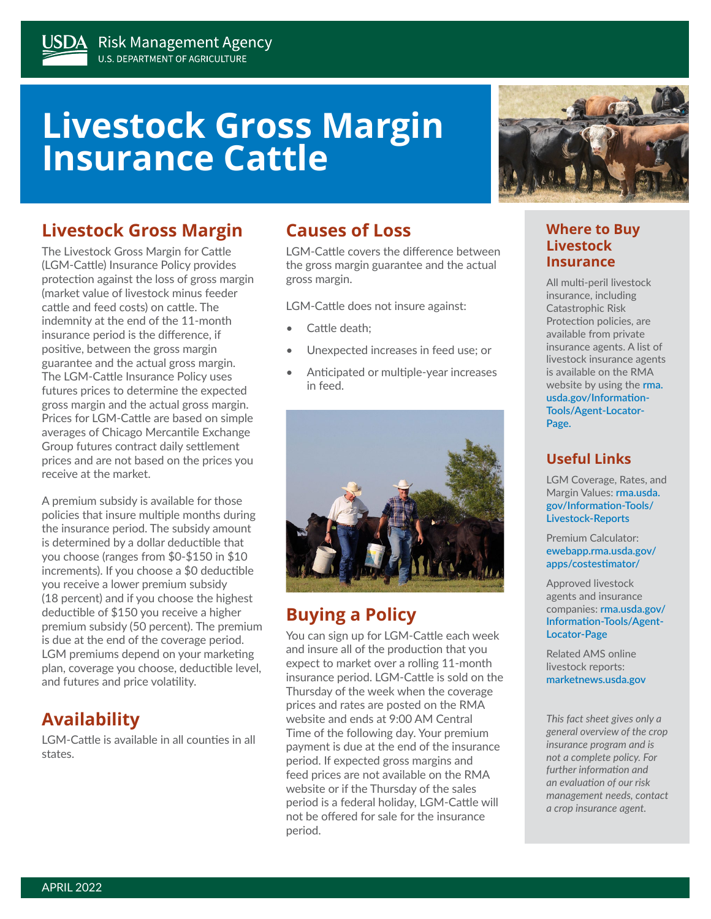USDA Risk Management Agency
U.S. DEPARTMENT OF AGRICULTURE

# Livestock Gross Margin Insurance Cattle

## Livestock Gross Margin

The Livestock Gross Margin for Cattle (LGM-Cattle) Insurance Policy provides protection against the loss of gross margin (market value of livestock minus feeder cattle and feed costs) on cattle. The indemnity at the end of the 11-month insurance period is the difference, if positive, between the gross margin guarantee and the actual gross margin. The LGM-Cattle Insurance Policy uses futures prices to determine the expected gross margin and the actual gross margin. Prices for LGM-Cattle are based on simple averages of Chicago Mercantile Exchange Group futures contract daily settlement prices and are not based on the prices you receive at the market.

A premium subsidy is available for those policies that insure multiple months during the insurance period. The subsidy amount is determined by a dollar deductible that you choose (ranges from $0-$150 in $10 increments). If you choose a $0 deductible you receive a lower premium subsidy (18 percent) and if you choose the highest deductible of $150 you receive a higher premium subsidy (50 percent). The premium is due at the end of the coverage period. LGM premiums depend on your marketing plan, coverage you choose, deductible level, and futures and price volatility.

## Availability

LGM-Cattle is available in all counties in all states.

## Causes of Loss

LGM-Cattle covers the difference between the gross margin guarantee and the actual gross margin.

LGM-Cattle does not insure against:

- Cattle death;
- Unexpected increases in feed use; or
- Anticipated or multiple-year increases in feed.

## Buying a Policy

You can sign up for LGM-Cattle each week and insure all of the production that you expect to market over a rolling 11-month insurance period. LGM-Cattle is sold on the Thursday of the week when the coverage prices and rates are posted on the RMA website and ends at 9:00 AM Central Time of the following day. Your premium payment is due at the end of the insurance period. If expected gross margins and feed prices are not available on the RMA website or if the Thursday of the sales period is a federal holiday, LGM-Cattle will not be offered for sale for the insurance period.

## Where to Buy Livestock Insurance

All multi-peril livestock insurance, including Catastrophic Risk Protection policies, are available from private insurance agents. A list of livestock insurance agents is available on the RMA website by using the rma.usda.gov/Information-Tools/Agent-Locator-Page.

## Useful Links

LGM Coverage, Rates, and Margin Values: rma.usda.gov/Information-Tools/Livestock-Reports

Premium Calculator: ewebapp.rma.usda.gov/apps/costestimator/

Approved livestock agents and insurance companies: rma.usda.gov/Information-Tools/Agent-Locator-Page

Related AMS online livestock reports: marketnews.usda.gov

*This fact sheet gives only a general overview of the crop insurance program and is not a complete policy. For further information and an evaluation of our risk management needs, contact a crop insurance agent.*

APRIL 2022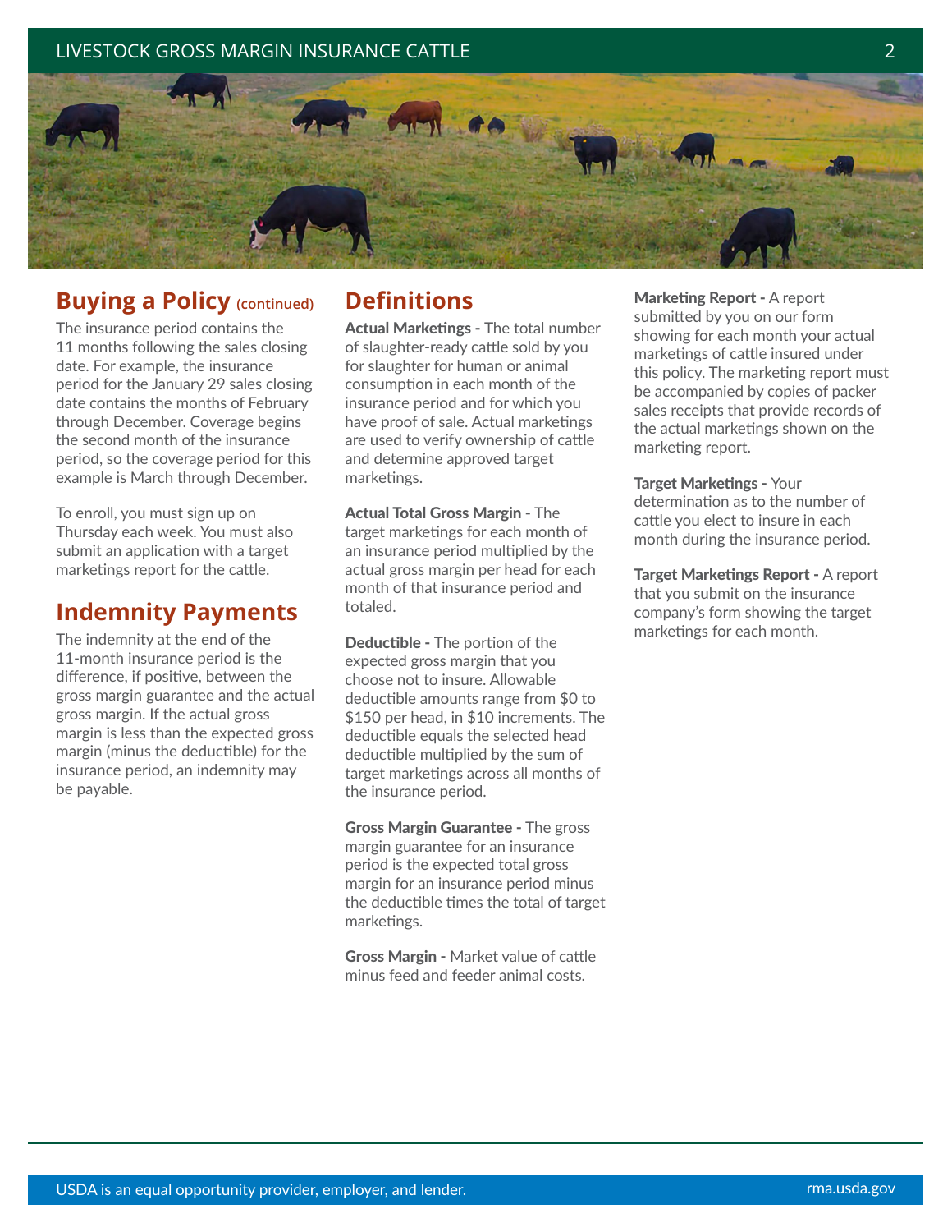## Buying a Policy (continued)

The insurance period contains the 11 months following the sales closing date. For example, the insurance period for the January 29 sales closing date contains the months of February through December. Coverage begins the second month of the insurance period, so the coverage period for this example is March through December.

To enroll, you must sign up on Thursday each week. You must also submit an application with a target marketings report for the cattle.

## Indemnity Payments

The indemnity at the end of the 11-month insurance period is the difference, if positive, between the gross margin guarantee and the actual gross margin. If the actual gross margin is less than the expected gross margin (minus the deductible) for the insurance period, an indemnity may be payable.

## Definitions

**Actual Marketings -** The total number of slaughter-ready cattle sold by you for slaughter for human or animal consumption in each month of the insurance period and for which you have proof of sale. Actual marketings are used to verify ownership of cattle and determine approved target marketings.

**Actual Total Gross Margin -** The target marketings for each month of an insurance period multiplied by the actual gross margin per head for each month of that insurance period and totaled.

**Deductible -** The portion of the expected gross margin that you choose not to insure. Allowable deductible amounts range from $0 to $150 per head, in $10 increments. The deductible equals the selected head deductible multiplied by the sum of target marketings across all months of the insurance period.

**Gross Margin Guarantee -** The gross margin guarantee for an insurance period is the expected total gross margin for an insurance period minus the deductible times the total of target marketings.

**Gross Margin -** Market value of cattle minus feed and feeder animal costs.

**Marketing Report -** A report submitted by you on our form showing for each month your actual marketings of cattle insured under this policy. The marketing report must be accompanied by copies of packer sales receipts that provide records of the actual marketings shown on the marketing report.

**Target Marketings -** Your determination as to the number of cattle you elect to insure in each month during the insurance period.

**Target Marketings Report -** A report that you submit on the insurance company's form showing the target marketings for each month.

USDA is an equal opportunity provider, employer, and lender.

rma.usda.gov